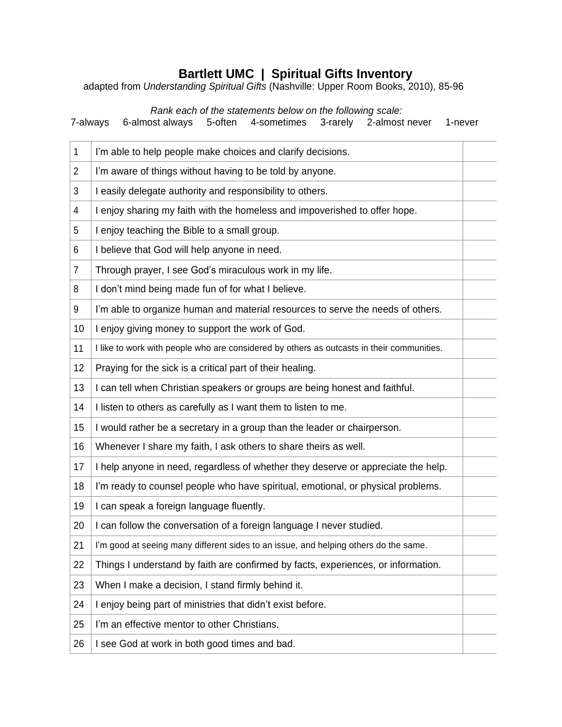# Bartlett UMC | Spiritual Gifts Inventory

adapted from *Understanding Spiritual Gifts* (Nashville: Upper Room Books, 2010), 85-96

*Rank each of the statements below on the following scale:*

7-always 6-almost always 5-often 4-sometimes 3-rarely 2-almost never 1-never

| | | |
|---|---|---|
| 1 | I'm able to help people make choices and clarify decisions. | |
| 2 | I'm aware of things without having to be told by anyone. | |
| 3 | I easily delegate authority and responsibility to others. | |
| 4 | I enjoy sharing my faith with the homeless and impoverished to offer hope. | |
| 5 | I enjoy teaching the Bible to a small group. | |
| 6 | I believe that God will help anyone in need. | |
| 7 | Through prayer, I see God's miraculous work in my life. | |
| 8 | I don't mind being made fun of for what I believe. | |
| 9 | I'm able to organize human and material resources to serve the needs of others. | |
| 10 | I enjoy giving money to support the work of God. | |
| 11 | I like to work with people who are considered by others as outcasts in their communities. | |
| 12 | Praying for the sick is a critical part of their healing. | |
| 13 | I can tell when Christian speakers or groups are being honest and faithful. | |
| 14 | I listen to others as carefully as I want them to listen to me. | |
| 15 | I would rather be a secretary in a group than the leader or chairperson. | |
| 16 | Whenever I share my faith, I ask others to share theirs as well. | |
| 17 | I help anyone in need, regardless of whether they deserve or appreciate the help. | |
| 18 | I'm ready to counsel people who have spiritual, emotional, or physical problems. | |
| 19 | I can speak a foreign language fluently. | |
| 20 | I can follow the conversation of a foreign language I never studied. | |
| 21 | I'm good at seeing many different sides to an issue, and helping others do the same. | |
| 22 | Things I understand by faith are confirmed by facts, experiences, or information. | |
| 23 | When I make a decision, I stand firmly behind it. | |
| 24 | I enjoy being part of ministries that didn't exist before. | |
| 25 | I'm an effective mentor to other Christians. | |
| 26 | I see God at work in both good times and bad. | |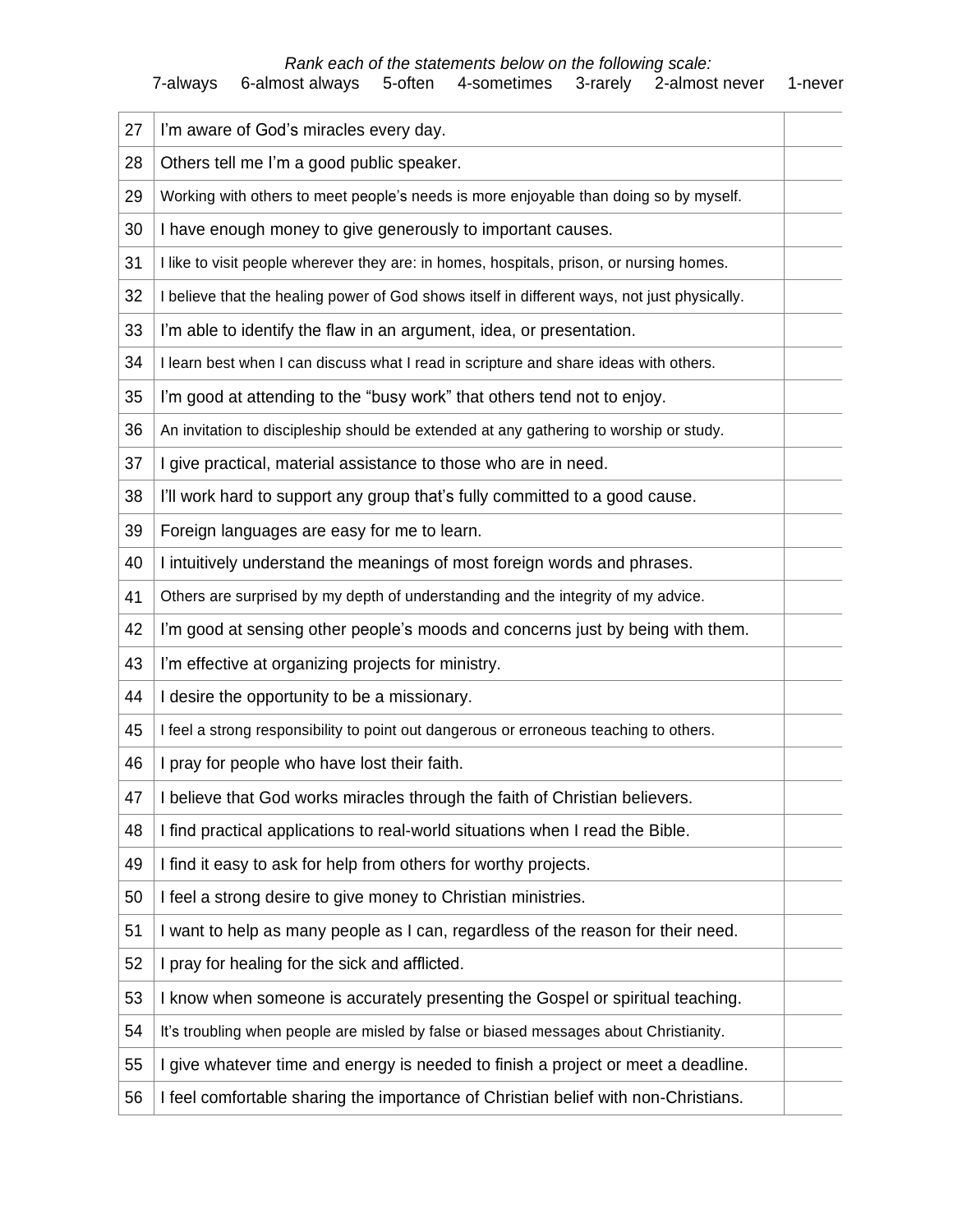*Rank each of the statements below on the following scale:*

7-always 6-almost always 5-often 4-sometimes 3-rarely 2-almost never 1-never

| | | |
|---|---|---|
| 27 | I'm aware of God's miracles every day. | |
| 28 | Others tell me I'm a good public speaker. | |
| 29 | Working with others to meet people's needs is more enjoyable than doing so by myself. | |
| 30 | I have enough money to give generously to important causes. | |
| 31 | I like to visit people wherever they are: in homes, hospitals, prison, or nursing homes. | |
| 32 | I believe that the healing power of God shows itself in different ways, not just physically. | |
| 33 | I'm able to identify the flaw in an argument, idea, or presentation. | |
| 34 | I learn best when I can discuss what I read in scripture and share ideas with others. | |
| 35 | I'm good at attending to the "busy work" that others tend not to enjoy. | |
| 36 | An invitation to discipleship should be extended at any gathering to worship or study. | |
| 37 | I give practical, material assistance to those who are in need. | |
| 38 | I'll work hard to support any group that's fully committed to a good cause. | |
| 39 | Foreign languages are easy for me to learn. | |
| 40 | I intuitively understand the meanings of most foreign words and phrases. | |
| 41 | Others are surprised by my depth of understanding and the integrity of my advice. | |
| 42 | I'm good at sensing other people's moods and concerns just by being with them. | |
| 43 | I'm effective at organizing projects for ministry. | |
| 44 | I desire the opportunity to be a missionary. | |
| 45 | I feel a strong responsibility to point out dangerous or erroneous teaching to others. | |
| 46 | I pray for people who have lost their faith. | |
| 47 | I believe that God works miracles through the faith of Christian believers. | |
| 48 | I find practical applications to real-world situations when I read the Bible. | |
| 49 | I find it easy to ask for help from others for worthy projects. | |
| 50 | I feel a strong desire to give money to Christian ministries. | |
| 51 | I want to help as many people as I can, regardless of the reason for their need. | |
| 52 | I pray for healing for the sick and afflicted. | |
| 53 | I know when someone is accurately presenting the Gospel or spiritual teaching. | |
| 54 | It's troubling when people are misled by false or biased messages about Christianity. | |
| 55 | I give whatever time and energy is needed to finish a project or meet a deadline. | |
| 56 | I feel comfortable sharing the importance of Christian belief with non-Christians. | |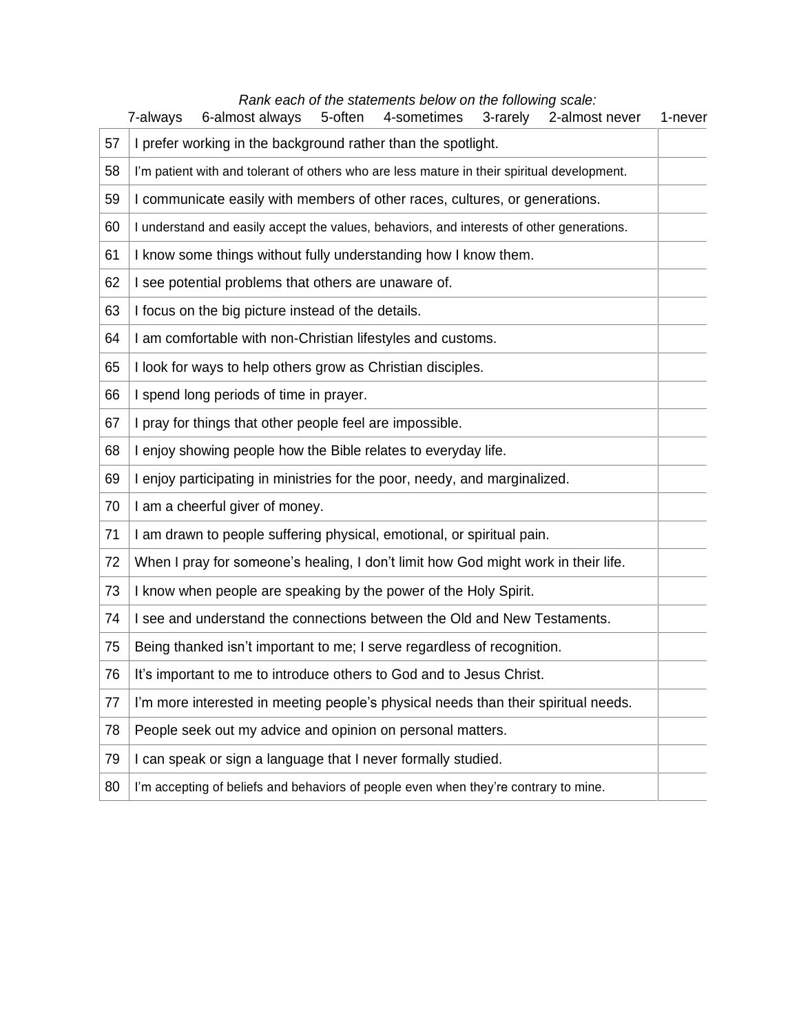*Rank each of the statements below on the following scale:*

7-always 6-almost always 5-often 4-sometimes 3-rarely 2-almost never 1-never

| | | |
|---|---|---|
| 57 | I prefer working in the background rather than the spotlight. | |
| 58 | I'm patient with and tolerant of others who are less mature in their spiritual development. | |
| 59 | I communicate easily with members of other races, cultures, or generations. | |
| 60 | I understand and easily accept the values, behaviors, and interests of other generations. | |
| 61 | I know some things without fully understanding how I know them. | |
| 62 | I see potential problems that others are unaware of. | |
| 63 | I focus on the big picture instead of the details. | |
| 64 | I am comfortable with non-Christian lifestyles and customs. | |
| 65 | I look for ways to help others grow as Christian disciples. | |
| 66 | I spend long periods of time in prayer. | |
| 67 | I pray for things that other people feel are impossible. | |
| 68 | I enjoy showing people how the Bible relates to everyday life. | |
| 69 | I enjoy participating in ministries for the poor, needy, and marginalized. | |
| 70 | I am a cheerful giver of money. | |
| 71 | I am drawn to people suffering physical, emotional, or spiritual pain. | |
| 72 | When I pray for someone's healing, I don't limit how God might work in their life. | |
| 73 | I know when people are speaking by the power of the Holy Spirit. | |
| 74 | I see and understand the connections between the Old and New Testaments. | |
| 75 | Being thanked isn't important to me; I serve regardless of recognition. | |
| 76 | It's important to me to introduce others to God and to Jesus Christ. | |
| 77 | I'm more interested in meeting people's physical needs than their spiritual needs. | |
| 78 | People seek out my advice and opinion on personal matters. | |
| 79 | I can speak or sign a language that I never formally studied. | |
| 80 | I'm accepting of beliefs and behaviors of people even when they're contrary to mine. | |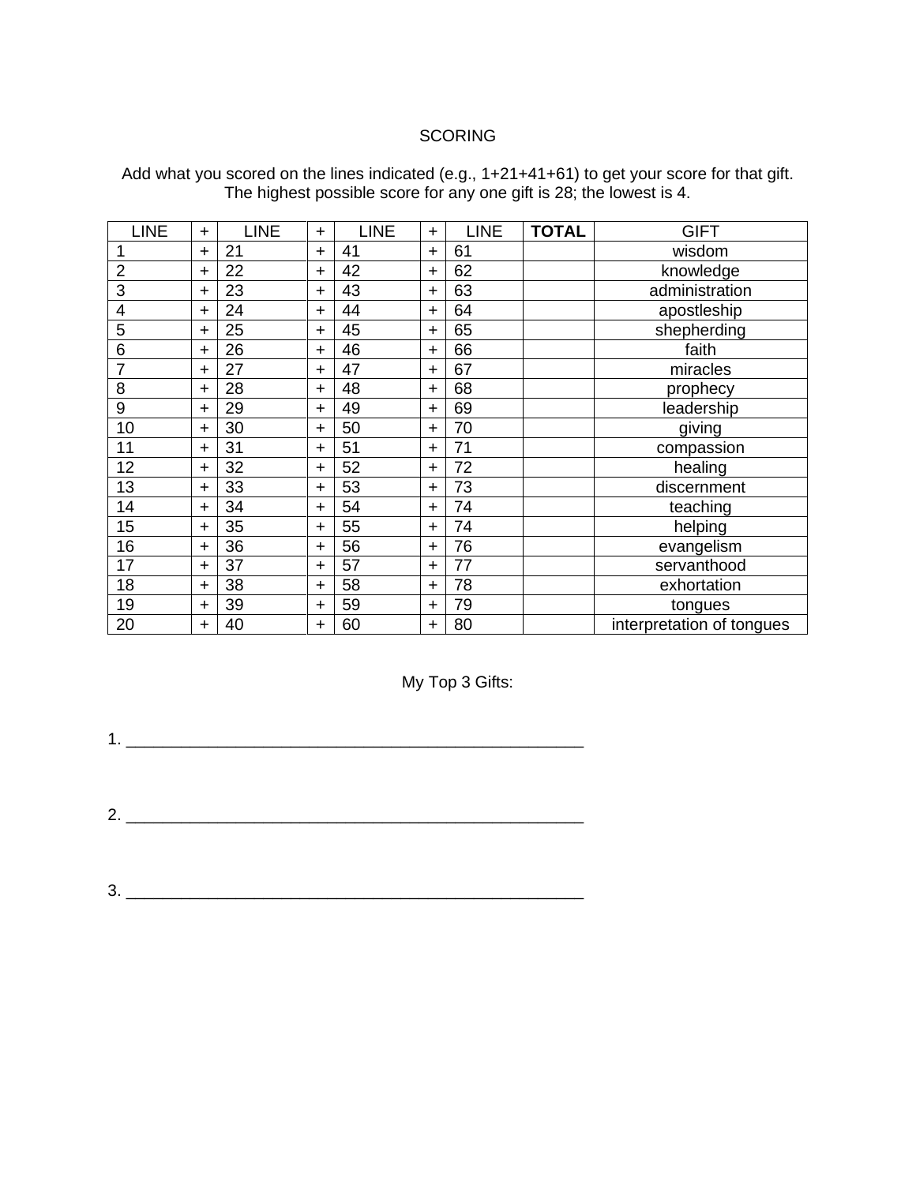# SCORING

Add what you scored on the lines indicated (e.g., 1+21+41+61) to get your score for that gift. The highest possible score for any one gift is 28; the lowest is 4.

| LINE | + | LINE | + | LINE | + | LINE | **TOTAL** | GIFT |
|---|---|---|---|---|---|---|---|---|
| 1 | + | 21 | + | 41 | + | 61 | | wisdom |
| 2 | + | 22 | + | 42 | + | 62 | | knowledge |
| 3 | + | 23 | + | 43 | + | 63 | | administration |
| 4 | + | 24 | + | 44 | + | 64 | | apostleship |
| 5 | + | 25 | + | 45 | + | 65 | | shepherding |
| 6 | + | 26 | + | 46 | + | 66 | | faith |
| 7 | + | 27 | + | 47 | + | 67 | | miracles |
| 8 | + | 28 | + | 48 | + | 68 | | prophecy |
| 9 | + | 29 | + | 49 | + | 69 | | leadership |
| 10 | + | 30 | + | 50 | + | 70 | | giving |
| 11 | + | 31 | + | 51 | + | 71 | | compassion |
| 12 | + | 32 | + | 52 | + | 72 | | healing |
| 13 | + | 33 | + | 53 | + | 73 | | discernment |
| 14 | + | 34 | + | 54 | + | 74 | | teaching |
| 15 | + | 35 | + | 55 | + | 74 | | helping |
| 16 | + | 36 | + | 56 | + | 76 | | evangelism |
| 17 | + | 37 | + | 57 | + | 77 | | servanthood |
| 18 | + | 38 | + | 58 | + | 78 | | exhortation |
| 19 | + | 39 | + | 59 | + | 79 | | tongues |
| 20 | + | 40 | + | 60 | + | 80 | | interpretation of tongues |

My Top 3 Gifts:

1. ___________________________________________________

2. ___________________________________________________

3. ___________________________________________________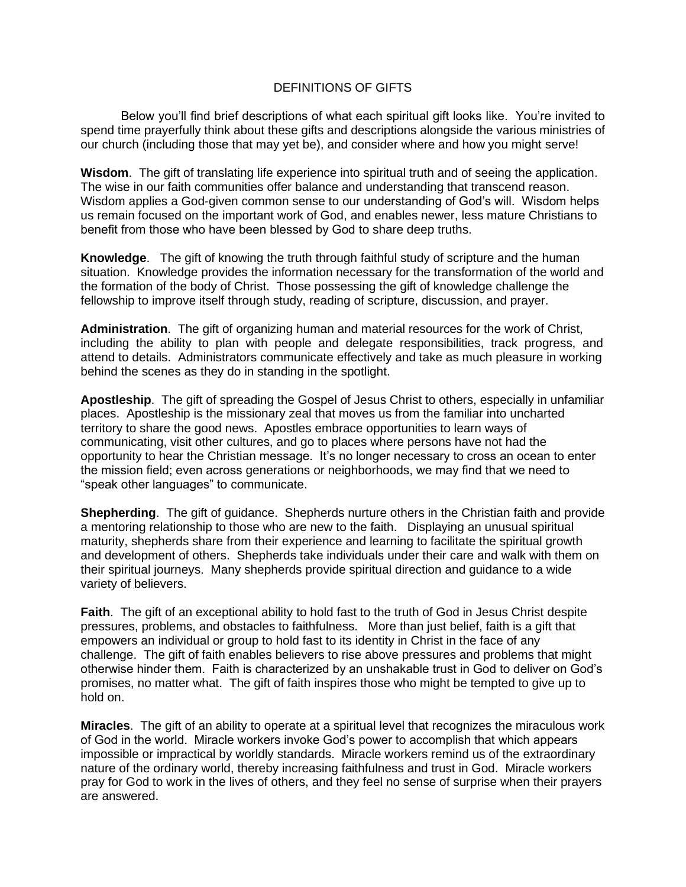# DEFINITIONS OF GIFTS

Below you'll find brief descriptions of what each spiritual gift looks like. You're invited to spend time prayerfully think about these gifts and descriptions alongside the various ministries of our church (including those that may yet be), and consider where and how you might serve!

**Wisdom**. The gift of translating life experience into spiritual truth and of seeing the application. The wise in our faith communities offer balance and understanding that transcend reason. Wisdom applies a God-given common sense to our understanding of God's will. Wisdom helps us remain focused on the important work of God, and enables newer, less mature Christians to benefit from those who have been blessed by God to share deep truths.

**Knowledge**. The gift of knowing the truth through faithful study of scripture and the human situation. Knowledge provides the information necessary for the transformation of the world and the formation of the body of Christ. Those possessing the gift of knowledge challenge the fellowship to improve itself through study, reading of scripture, discussion, and prayer.

**Administration**. The gift of organizing human and material resources for the work of Christ, including the ability to plan with people and delegate responsibilities, track progress, and attend to details. Administrators communicate effectively and take as much pleasure in working behind the scenes as they do in standing in the spotlight.

**Apostleship**. The gift of spreading the Gospel of Jesus Christ to others, especially in unfamiliar places. Apostleship is the missionary zeal that moves us from the familiar into uncharted territory to share the good news. Apostles embrace opportunities to learn ways of communicating, visit other cultures, and go to places where persons have not had the opportunity to hear the Christian message. It's no longer necessary to cross an ocean to enter the mission field; even across generations or neighborhoods, we may find that we need to "speak other languages" to communicate.

**Shepherding**. The gift of guidance. Shepherds nurture others in the Christian faith and provide a mentoring relationship to those who are new to the faith. Displaying an unusual spiritual maturity, shepherds share from their experience and learning to facilitate the spiritual growth and development of others. Shepherds take individuals under their care and walk with them on their spiritual journeys. Many shepherds provide spiritual direction and guidance to a wide variety of believers.

**Faith**. The gift of an exceptional ability to hold fast to the truth of God in Jesus Christ despite pressures, problems, and obstacles to faithfulness. More than just belief, faith is a gift that empowers an individual or group to hold fast to its identity in Christ in the face of any challenge. The gift of faith enables believers to rise above pressures and problems that might otherwise hinder them. Faith is characterized by an unshakable trust in God to deliver on God's promises, no matter what. The gift of faith inspires those who might be tempted to give up to hold on.

**Miracles**. The gift of an ability to operate at a spiritual level that recognizes the miraculous work of God in the world. Miracle workers invoke God's power to accomplish that which appears impossible or impractical by worldly standards. Miracle workers remind us of the extraordinary nature of the ordinary world, thereby increasing faithfulness and trust in God. Miracle workers pray for God to work in the lives of others, and they feel no sense of surprise when their prayers are answered.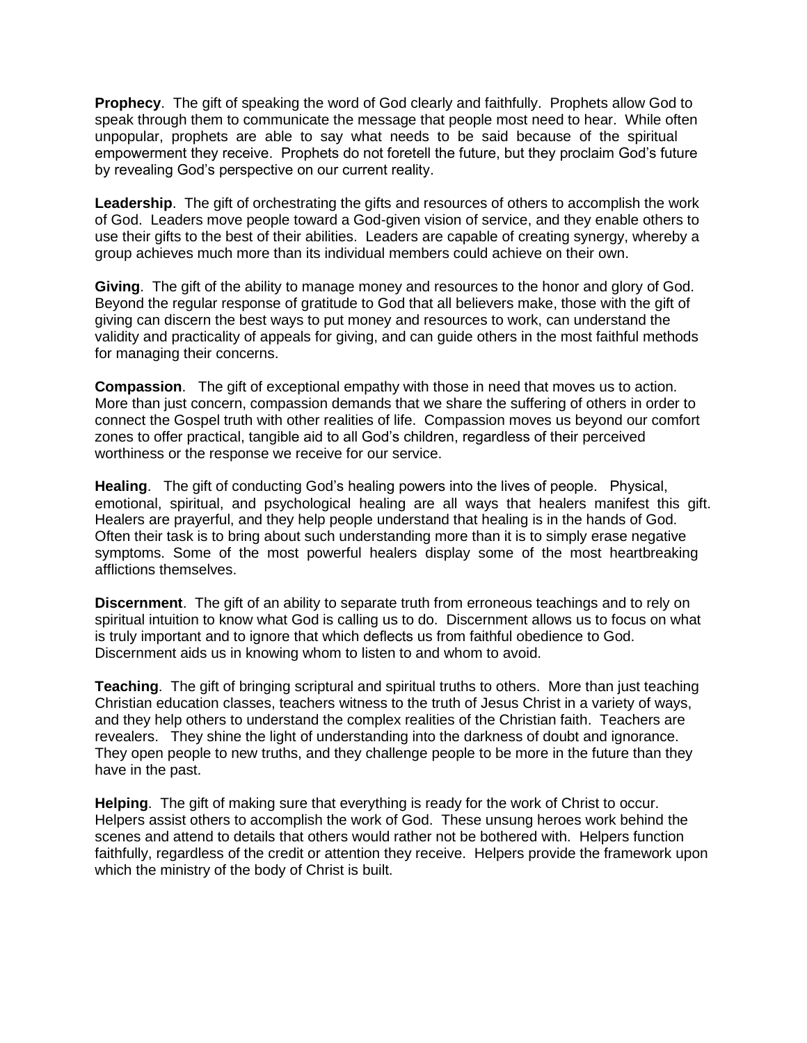**Prophecy**. The gift of speaking the word of God clearly and faithfully. Prophets allow God to speak through them to communicate the message that people most need to hear. While often unpopular, prophets are able to say what needs to be said because of the spiritual empowerment they receive. Prophets do not foretell the future, but they proclaim God's future by revealing God's perspective on our current reality.

**Leadership**. The gift of orchestrating the gifts and resources of others to accomplish the work of God. Leaders move people toward a God-given vision of service, and they enable others to use their gifts to the best of their abilities. Leaders are capable of creating synergy, whereby a group achieves much more than its individual members could achieve on their own.

**Giving**. The gift of the ability to manage money and resources to the honor and glory of God. Beyond the regular response of gratitude to God that all believers make, those with the gift of giving can discern the best ways to put money and resources to work, can understand the validity and practicality of appeals for giving, and can guide others in the most faithful methods for managing their concerns.

**Compassion**. The gift of exceptional empathy with those in need that moves us to action. More than just concern, compassion demands that we share the suffering of others in order to connect the Gospel truth with other realities of life. Compassion moves us beyond our comfort zones to offer practical, tangible aid to all God's children, regardless of their perceived worthiness or the response we receive for our service.

**Healing**. The gift of conducting God's healing powers into the lives of people. Physical, emotional, spiritual, and psychological healing are all ways that healers manifest this gift. Healers are prayerful, and they help people understand that healing is in the hands of God. Often their task is to bring about such understanding more than it is to simply erase negative symptoms. Some of the most powerful healers display some of the most heartbreaking afflictions themselves.

**Discernment**. The gift of an ability to separate truth from erroneous teachings and to rely on spiritual intuition to know what God is calling us to do. Discernment allows us to focus on what is truly important and to ignore that which deflects us from faithful obedience to God. Discernment aids us in knowing whom to listen to and whom to avoid.

**Teaching**. The gift of bringing scriptural and spiritual truths to others. More than just teaching Christian education classes, teachers witness to the truth of Jesus Christ in a variety of ways, and they help others to understand the complex realities of the Christian faith. Teachers are revealers. They shine the light of understanding into the darkness of doubt and ignorance. They open people to new truths, and they challenge people to be more in the future than they have in the past.

**Helping**. The gift of making sure that everything is ready for the work of Christ to occur. Helpers assist others to accomplish the work of God. These unsung heroes work behind the scenes and attend to details that others would rather not be bothered with. Helpers function faithfully, regardless of the credit or attention they receive. Helpers provide the framework upon which the ministry of the body of Christ is built.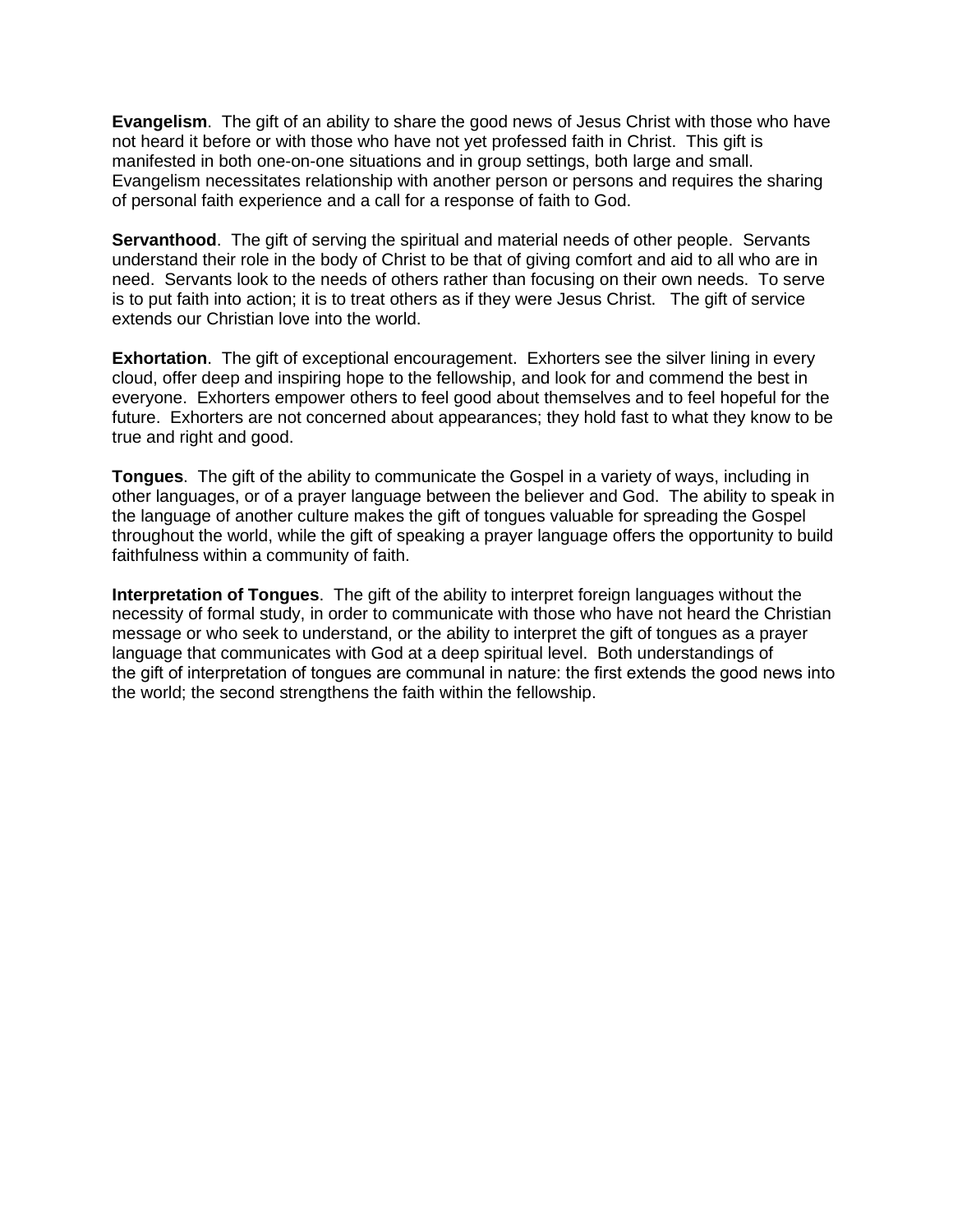**Evangelism**. The gift of an ability to share the good news of Jesus Christ with those who have not heard it before or with those who have not yet professed faith in Christ. This gift is manifested in both one-on-one situations and in group settings, both large and small. Evangelism necessitates relationship with another person or persons and requires the sharing of personal faith experience and a call for a response of faith to God.

**Servanthood**. The gift of serving the spiritual and material needs of other people. Servants understand their role in the body of Christ to be that of giving comfort and aid to all who are in need. Servants look to the needs of others rather than focusing on their own needs. To serve is to put faith into action; it is to treat others as if they were Jesus Christ. The gift of service extends our Christian love into the world.

**Exhortation**. The gift of exceptional encouragement. Exhorters see the silver lining in every cloud, offer deep and inspiring hope to the fellowship, and look for and commend the best in everyone. Exhorters empower others to feel good about themselves and to feel hopeful for the future. Exhorters are not concerned about appearances; they hold fast to what they know to be true and right and good.

**Tongues**. The gift of the ability to communicate the Gospel in a variety of ways, including in other languages, or of a prayer language between the believer and God. The ability to speak in the language of another culture makes the gift of tongues valuable for spreading the Gospel throughout the world, while the gift of speaking a prayer language offers the opportunity to build faithfulness within a community of faith.

**Interpretation of Tongues**. The gift of the ability to interpret foreign languages without the necessity of formal study, in order to communicate with those who have not heard the Christian message or who seek to understand, or the ability to interpret the gift of tongues as a prayer language that communicates with God at a deep spiritual level. Both understandings of the gift of interpretation of tongues are communal in nature: the first extends the good news into the world; the second strengthens the faith within the fellowship.